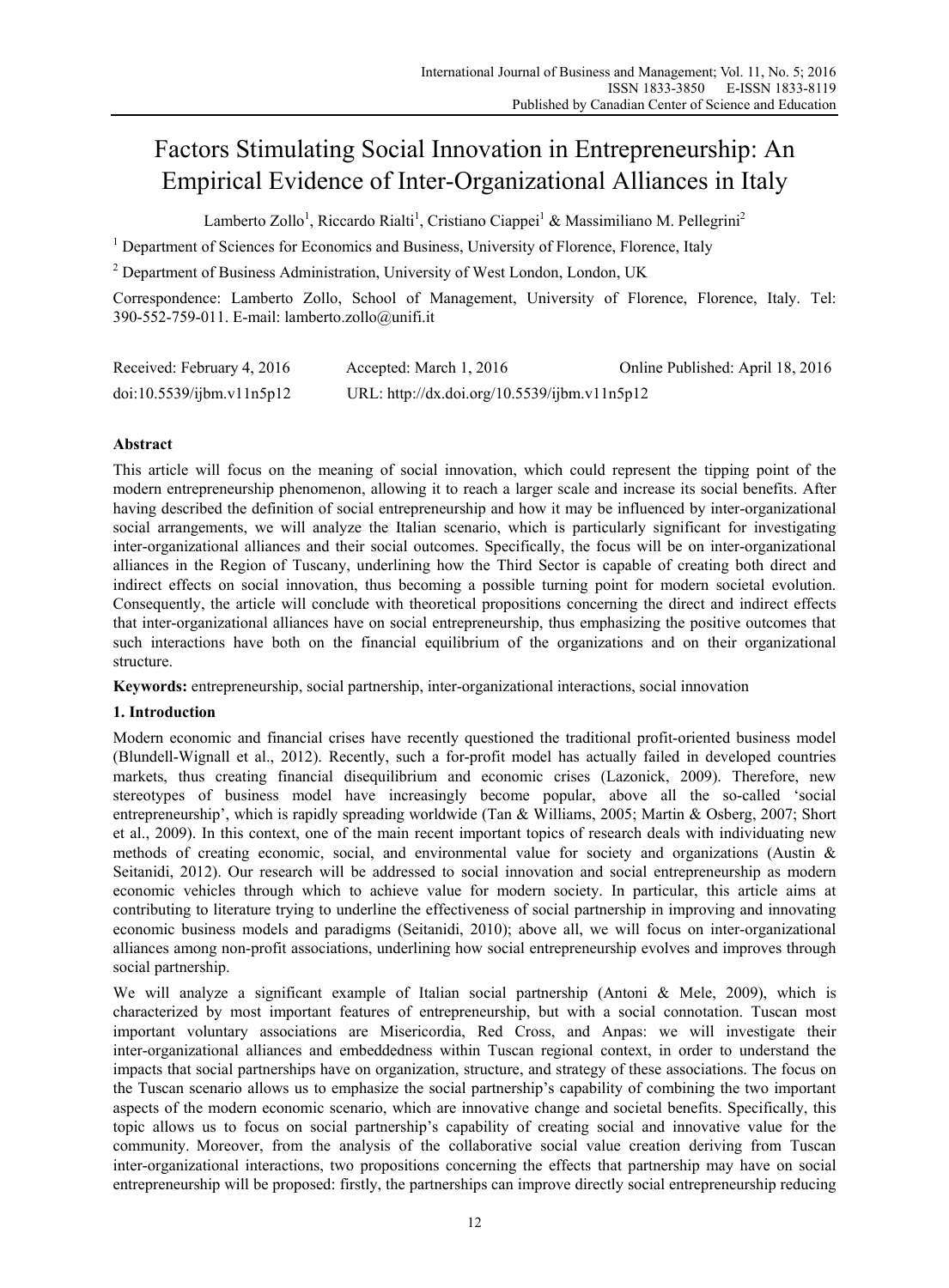# Factors Stimulating Social Innovation in Entrepreneurship: An Empirical Evidence of Inter-Organizational Alliances in Italy

Lamberto Zollo[1], Riccardo Rialti[1], Cristiano Ciappei[1] & Massimiliano M. Pellegrini[2]

[1] Department of Sciences for Economics and Business, University of Florence, Florence, Italy

[2] Department of Business Administration, University of West London, London, UK

Correspondence: Lamberto Zollo, School of Management, University of Florence, Florence, Italy. Tel: 390-552-759-011. E-mail: lamberto.zollo@unifi.it

Received: February 4, 2016 Accepted: March 1, 2016 Online Published: April 18, 2016

doi:10.5539/ijbm.v11n5p12 URL: http://dx.doi.org/10.5539/ijbm.v11n5p12

## Abstract

This article will focus on the meaning of social innovation, which could represent the tipping point of the modern entrepreneurship phenomenon, allowing it to reach a larger scale and increase its social benefits. After having described the definition of social entrepreneurship and how it may be influenced by inter-organizational social arrangements, we will analyze the Italian scenario, which is particularly significant for investigating inter-organizational alliances and their social outcomes. Specifically, the focus will be on inter-organizational alliances in the Region of Tuscany, underlining how the Third Sector is capable of creating both direct and indirect effects on social innovation, thus becoming a possible turning point for modern societal evolution. Consequently, the article will conclude with theoretical propositions concerning the direct and indirect effects that inter-organizational alliances have on social entrepreneurship, thus emphasizing the positive outcomes that such interactions have both on the financial equilibrium of the organizations and on their organizational structure.

**Keywords:** entrepreneurship, social partnership, inter-organizational interactions, social innovation

## 1. Introduction

Modern economic and financial crises have recently questioned the traditional profit-oriented business model (Blundell-Wignall et al., 2012). Recently, such a for-profit model has actually failed in developed countries markets, thus creating financial disequilibrium and economic crises (Lazonick, 2009). Therefore, new stereotypes of business model have increasingly become popular, above all the so-called 'social entrepreneurship', which is rapidly spreading worldwide (Tan & Williams, 2005; Martin & Osberg, 2007; Short et al., 2009). In this context, one of the main recent important topics of research deals with individuating new methods of creating economic, social, and environmental value for society and organizations (Austin & Seitanidi, 2012). Our research will be addressed to social innovation and social entrepreneurship as modern economic vehicles through which to achieve value for modern society. In particular, this article aims at contributing to literature trying to underline the effectiveness of social partnership in improving and innovating economic business models and paradigms (Seitanidi, 2010); above all, we will focus on inter-organizational alliances among non-profit associations, underlining how social entrepreneurship evolves and improves through social partnership.

We will analyze a significant example of Italian social partnership (Antoni & Mele, 2009), which is characterized by most important features of entrepreneurship, but with a social connotation. Tuscan most important voluntary associations are Misericordia, Red Cross, and Anpas: we will investigate their inter-organizational alliances and embeddedness within Tuscan regional context, in order to understand the impacts that social partnerships have on organization, structure, and strategy of these associations. The focus on the Tuscan scenario allows us to emphasize the social partnership's capability of combining the two important aspects of the modern economic scenario, which are innovative change and societal benefits. Specifically, this topic allows us to focus on social partnership's capability of creating social and innovative value for the community. Moreover, from the analysis of the collaborative social value creation deriving from Tuscan inter-organizational interactions, two propositions concerning the effects that partnership may have on social entrepreneurship will be proposed: firstly, the partnerships can improve directly social entrepreneurship reducing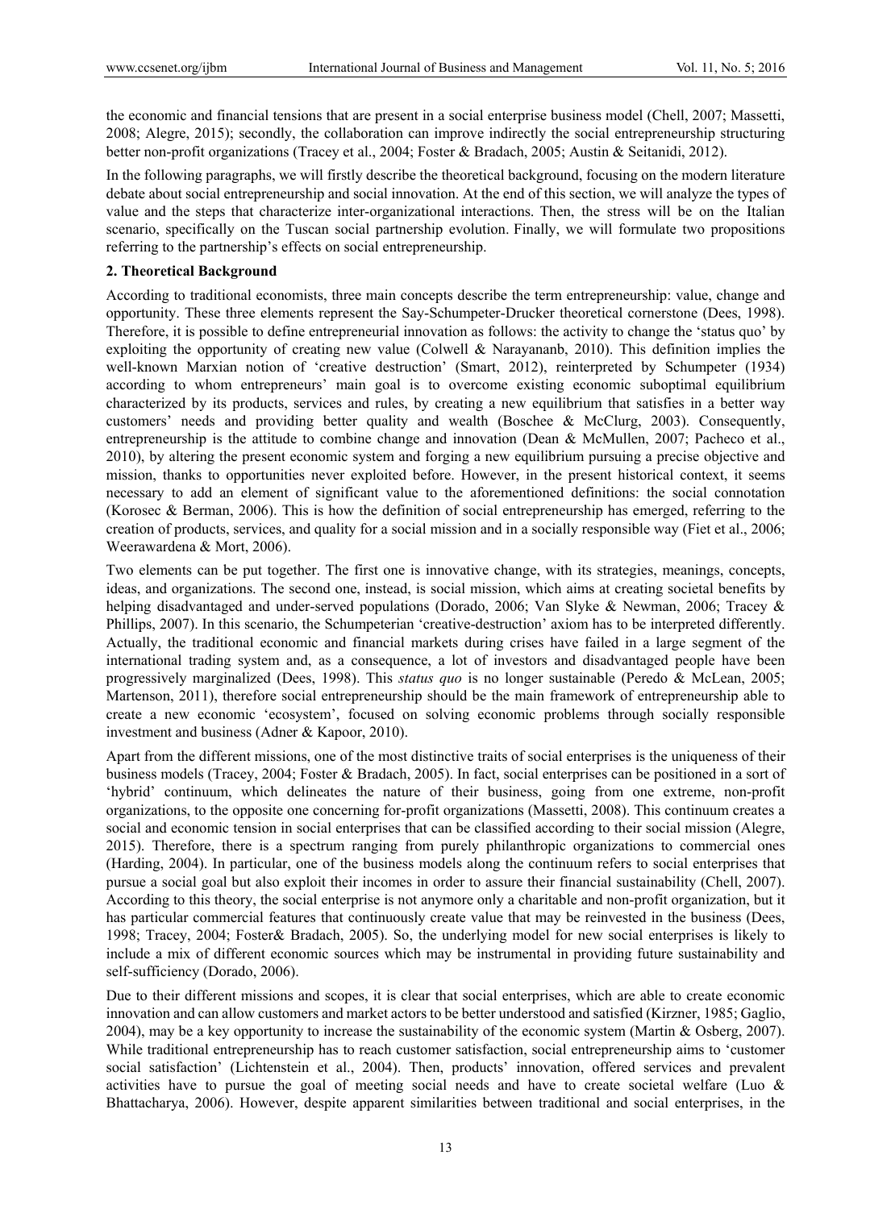the economic and financial tensions that are present in a social enterprise business model (Chell, 2007; Massetti, 2008; Alegre, 2015); secondly, the collaboration can improve indirectly the social entrepreneurship structuring better non-profit organizations (Tracey et al., 2004; Foster & Bradach, 2005; Austin & Seitanidi, 2012).

In the following paragraphs, we will firstly describe the theoretical background, focusing on the modern literature debate about social entrepreneurship and social innovation. At the end of this section, we will analyze the types of value and the steps that characterize inter-organizational interactions. Then, the stress will be on the Italian scenario, specifically on the Tuscan social partnership evolution. Finally, we will formulate two propositions referring to the partnership's effects on social entrepreneurship.

## 2. Theoretical Background

According to traditional economists, three main concepts describe the term entrepreneurship: value, change and opportunity. These three elements represent the Say-Schumpeter-Drucker theoretical cornerstone (Dees, 1998). Therefore, it is possible to define entrepreneurial innovation as follows: the activity to change the 'status quo' by exploiting the opportunity of creating new value (Colwell & Narayananb, 2010). This definition implies the well-known Marxian notion of 'creative destruction' (Smart, 2012), reinterpreted by Schumpeter (1934) according to whom entrepreneurs' main goal is to overcome existing economic suboptimal equilibrium characterized by its products, services and rules, by creating a new equilibrium that satisfies in a better way customers' needs and providing better quality and wealth (Boschee & McClurg, 2003). Consequently, entrepreneurship is the attitude to combine change and innovation (Dean & McMullen, 2007; Pacheco et al., 2010), by altering the present economic system and forging a new equilibrium pursuing a precise objective and mission, thanks to opportunities never exploited before. However, in the present historical context, it seems necessary to add an element of significant value to the aforementioned definitions: the social connotation (Korosec & Berman, 2006). This is how the definition of social entrepreneurship has emerged, referring to the creation of products, services, and quality for a social mission and in a socially responsible way (Fiet et al., 2006; Weerawardena & Mort, 2006).

Two elements can be put together. The first one is innovative change, with its strategies, meanings, concepts, ideas, and organizations. The second one, instead, is social mission, which aims at creating societal benefits by helping disadvantaged and under-served populations (Dorado, 2006; Van Slyke & Newman, 2006; Tracey & Phillips, 2007). In this scenario, the Schumpeterian 'creative-destruction' axiom has to be interpreted differently. Actually, the traditional economic and financial markets during crises have failed in a large segment of the international trading system and, as a consequence, a lot of investors and disadvantaged people have been progressively marginalized (Dees, 1998). This *status quo* is no longer sustainable (Peredo & McLean, 2005; Martenson, 2011), therefore social entrepreneurship should be the main framework of entrepreneurship able to create a new economic 'ecosystem', focused on solving economic problems through socially responsible investment and business (Adner & Kapoor, 2010).

Apart from the different missions, one of the most distinctive traits of social enterprises is the uniqueness of their business models (Tracey, 2004; Foster & Bradach, 2005). In fact, social enterprises can be positioned in a sort of 'hybrid' continuum, which delineates the nature of their business, going from one extreme, non-profit organizations, to the opposite one concerning for-profit organizations (Massetti, 2008). This continuum creates a social and economic tension in social enterprises that can be classified according to their social mission (Alegre, 2015). Therefore, there is a spectrum ranging from purely philanthropic organizations to commercial ones (Harding, 2004). In particular, one of the business models along the continuum refers to social enterprises that pursue a social goal but also exploit their incomes in order to assure their financial sustainability (Chell, 2007). According to this theory, the social enterprise is not anymore only a charitable and non-profit organization, but it has particular commercial features that continuously create value that may be reinvested in the business (Dees, 1998; Tracey, 2004; Foster& Bradach, 2005). So, the underlying model for new social enterprises is likely to include a mix of different economic sources which may be instrumental in providing future sustainability and self-sufficiency (Dorado, 2006).

Due to their different missions and scopes, it is clear that social enterprises, which are able to create economic innovation and can allow customers and market actors to be better understood and satisfied (Kirzner, 1985; Gaglio, 2004), may be a key opportunity to increase the sustainability of the economic system (Martin & Osberg, 2007). While traditional entrepreneurship has to reach customer satisfaction, social entrepreneurship aims to 'customer social satisfaction' (Lichtenstein et al., 2004). Then, products' innovation, offered services and prevalent activities have to pursue the goal of meeting social needs and have to create societal welfare (Luo & Bhattacharya, 2006). However, despite apparent similarities between traditional and social enterprises, in the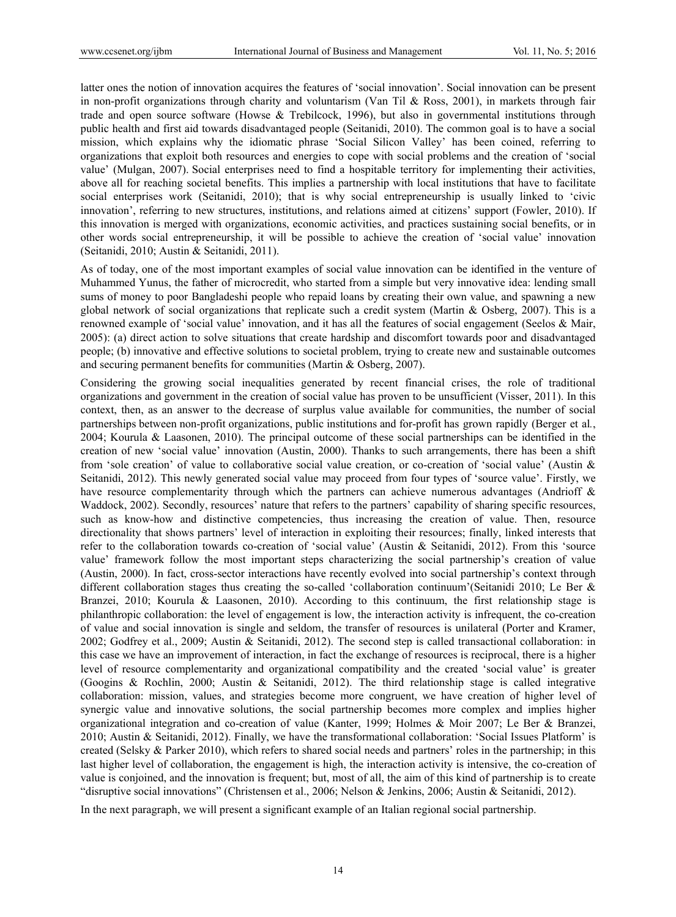latter ones the notion of innovation acquires the features of 'social innovation'. Social innovation can be present in non-profit organizations through charity and voluntarism (Van Til & Ross, 2001), in markets through fair trade and open source software (Howse & Trebilcock, 1996), but also in governmental institutions through public health and first aid towards disadvantaged people (Seitanidi, 2010). The common goal is to have a social mission, which explains why the idiomatic phrase 'Social Silicon Valley' has been coined, referring to organizations that exploit both resources and energies to cope with social problems and the creation of 'social value' (Mulgan, 2007). Social enterprises need to find a hospitable territory for implementing their activities, above all for reaching societal benefits. This implies a partnership with local institutions that have to facilitate social enterprises work (Seitanidi, 2010); that is why social entrepreneurship is usually linked to 'civic innovation', referring to new structures, institutions, and relations aimed at citizens' support (Fowler, 2010). If this innovation is merged with organizations, economic activities, and practices sustaining social benefits, or in other words social entrepreneurship, it will be possible to achieve the creation of 'social value' innovation (Seitanidi, 2010; Austin & Seitanidi, 2011).

As of today, one of the most important examples of social value innovation can be identified in the venture of Muhammed Yunus, the father of microcredit, who started from a simple but very innovative idea: lending small sums of money to poor Bangladeshi people who repaid loans by creating their own value, and spawning a new global network of social organizations that replicate such a credit system (Martin & Osberg, 2007). This is a renowned example of 'social value' innovation, and it has all the features of social engagement (Seelos & Mair, 2005): (a) direct action to solve situations that create hardship and discomfort towards poor and disadvantaged people; (b) innovative and effective solutions to societal problem, trying to create new and sustainable outcomes and securing permanent benefits for communities (Martin & Osberg, 2007).

Considering the growing social inequalities generated by recent financial crises, the role of traditional organizations and government in the creation of social value has proven to be unsufficient (Visser, 2011). In this context, then, as an answer to the decrease of surplus value available for communities, the number of social partnerships between non-profit organizations, public institutions and for-profit has grown rapidly (Berger et al., 2004; Kourula & Laasonen, 2010). The principal outcome of these social partnerships can be identified in the creation of new 'social value' innovation (Austin, 2000). Thanks to such arrangements, there has been a shift from 'sole creation' of value to collaborative social value creation, or co-creation of 'social value' (Austin & Seitanidi, 2012). This newly generated social value may proceed from four types of 'source value'. Firstly, we have resource complementarity through which the partners can achieve numerous advantages (Andrioff & Waddock, 2002). Secondly, resources' nature that refers to the partners' capability of sharing specific resources, such as know-how and distinctive competencies, thus increasing the creation of value. Then, resource directionality that shows partners' level of interaction in exploiting their resources; finally, linked interests that refer to the collaboration towards co-creation of 'social value' (Austin & Seitanidi, 2012). From this 'source value' framework follow the most important steps characterizing the social partnership's creation of value (Austin, 2000). In fact, cross-sector interactions have recently evolved into social partnership's context through different collaboration stages thus creating the so-called 'collaboration continuum'(Seitanidi 2010; Le Ber & Branzei, 2010; Kourula & Laasonen, 2010). According to this continuum, the first relationship stage is philanthropic collaboration: the level of engagement is low, the interaction activity is infrequent, the co-creation of value and social innovation is single and seldom, the transfer of resources is unilateral (Porter and Kramer, 2002; Godfrey et al., 2009; Austin & Seitanidi, 2012). The second step is called transactional collaboration: in this case we have an improvement of interaction, in fact the exchange of resources is reciprocal, there is a higher level of resource complementarity and organizational compatibility and the created 'social value' is greater (Googins & Rochlin, 2000; Austin & Seitanidi, 2012). The third relationship stage is called integrative collaboration: mission, values, and strategies become more congruent, we have creation of higher level of synergic value and innovative solutions, the social partnership becomes more complex and implies higher organizational integration and co-creation of value (Kanter, 1999; Holmes & Moir 2007; Le Ber & Branzei, 2010; Austin & Seitanidi, 2012). Finally, we have the transformational collaboration: 'Social Issues Platform' is created (Selsky & Parker 2010), which refers to shared social needs and partners' roles in the partnership; in this last higher level of collaboration, the engagement is high, the interaction activity is intensive, the co-creation of value is conjoined, and the innovation is frequent; but, most of all, the aim of this kind of partnership is to create "disruptive social innovations" (Christensen et al., 2006; Nelson & Jenkins, 2006; Austin & Seitanidi, 2012).

In the next paragraph, we will present a significant example of an Italian regional social partnership.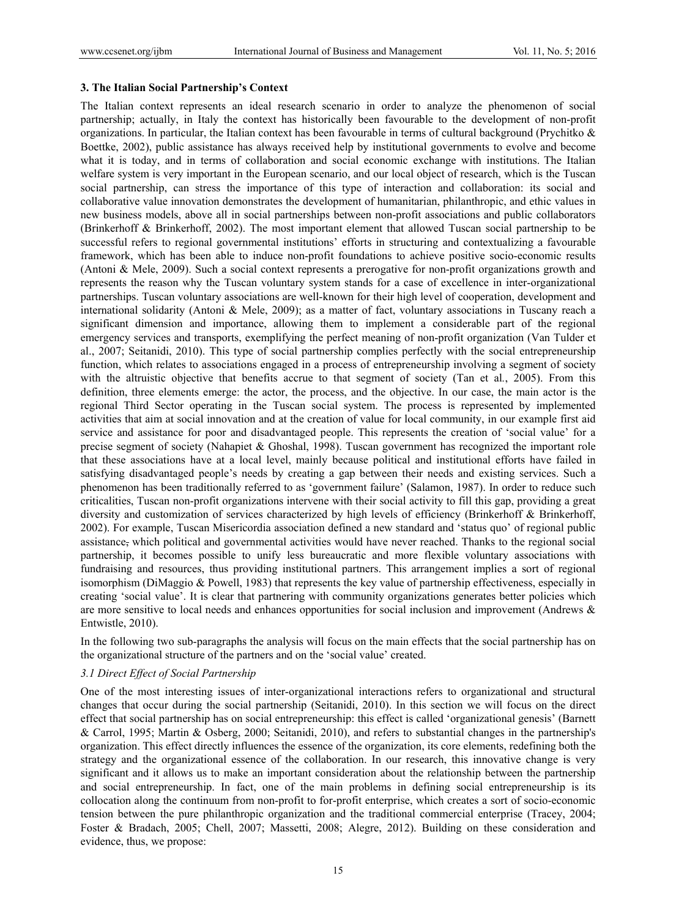### 3. The Italian Social Partnership's Context

The Italian context represents an ideal research scenario in order to analyze the phenomenon of social partnership; actually, in Italy the context has historically been favourable to the development of non-profit organizations. In particular, the Italian context has been favourable in terms of cultural background (Prychitko & Boettke, 2002), public assistance has always received help by institutional governments to evolve and become what it is today, and in terms of collaboration and social economic exchange with institutions. The Italian welfare system is very important in the European scenario, and our local object of research, which is the Tuscan social partnership, can stress the importance of this type of interaction and collaboration: its social and collaborative value innovation demonstrates the development of humanitarian, philanthropic, and ethic values in new business models, above all in social partnerships between non-profit associations and public collaborators (Brinkerhoff & Brinkerhoff, 2002). The most important element that allowed Tuscan social partnership to be successful refers to regional governmental institutions' efforts in structuring and contextualizing a favourable framework, which has been able to induce non-profit foundations to achieve positive socio-economic results (Antoni & Mele, 2009). Such a social context represents a prerogative for non-profit organizations growth and represents the reason why the Tuscan voluntary system stands for a case of excellence in inter-organizational partnerships. Tuscan voluntary associations are well-known for their high level of cooperation, development and international solidarity (Antoni & Mele, 2009); as a matter of fact, voluntary associations in Tuscany reach a significant dimension and importance, allowing them to implement a considerable part of the regional emergency services and transports, exemplifying the perfect meaning of non-profit organization (Van Tulder et al., 2007; Seitanidi, 2010). This type of social partnership complies perfectly with the social entrepreneurship function, which relates to associations engaged in a process of entrepreneurship involving a segment of society with the altruistic objective that benefits accrue to that segment of society (Tan et al., 2005). From this definition, three elements emerge: the actor, the process, and the objective. In our case, the main actor is the regional Third Sector operating in the Tuscan social system. The process is represented by implemented activities that aim at social innovation and at the creation of value for local community, in our example first aid service and assistance for poor and disadvantaged people. This represents the creation of 'social value' for a precise segment of society (Nahapiet & Ghoshal, 1998). Tuscan government has recognized the important role that these associations have at a local level, mainly because political and institutional efforts have failed in satisfying disadvantaged people's needs by creating a gap between their needs and existing services. Such a phenomenon has been traditionally referred to as 'government failure' (Salamon, 1987). In order to reduce such criticalities, Tuscan non-profit organizations intervene with their social activity to fill this gap, providing a great diversity and customization of services characterized by high levels of efficiency (Brinkerhoff & Brinkerhoff, 2002). For example, Tuscan Misericordia association defined a new standard and 'status quo' of regional public assistance, which political and governmental activities would have never reached. Thanks to the regional social partnership, it becomes possible to unify less bureaucratic and more flexible voluntary associations with fundraising and resources, thus providing institutional partners. This arrangement implies a sort of regional isomorphism (DiMaggio & Powell, 1983) that represents the key value of partnership effectiveness, especially in creating 'social value'. It is clear that partnering with community organizations generates better policies which are more sensitive to local needs and enhances opportunities for social inclusion and improvement (Andrews & Entwistle, 2010).

In the following two sub-paragraphs the analysis will focus on the main effects that the social partnership has on the organizational structure of the partners and on the 'social value' created.

#### *3.1 Direct Effect of Social Partnership*

One of the most interesting issues of inter-organizational interactions refers to organizational and structural changes that occur during the social partnership (Seitanidi, 2010). In this section we will focus on the direct effect that social partnership has on social entrepreneurship: this effect is called 'organizational genesis' (Barnett & Carrol, 1995; Martin & Osberg, 2000; Seitanidi, 2010), and refers to substantial changes in the partnership's organization. This effect directly influences the essence of the organization, its core elements, redefining both the strategy and the organizational essence of the collaboration. In our research, this innovative change is very significant and it allows us to make an important consideration about the relationship between the partnership and social entrepreneurship. In fact, one of the main problems in defining social entrepreneurship is its collocation along the continuum from non-profit to for-profit enterprise, which creates a sort of socio-economic tension between the pure philanthropic organization and the traditional commercial enterprise (Tracey, 2004; Foster & Bradach, 2005; Chell, 2007; Massetti, 2008; Alegre, 2012). Building on these consideration and evidence, thus, we propose: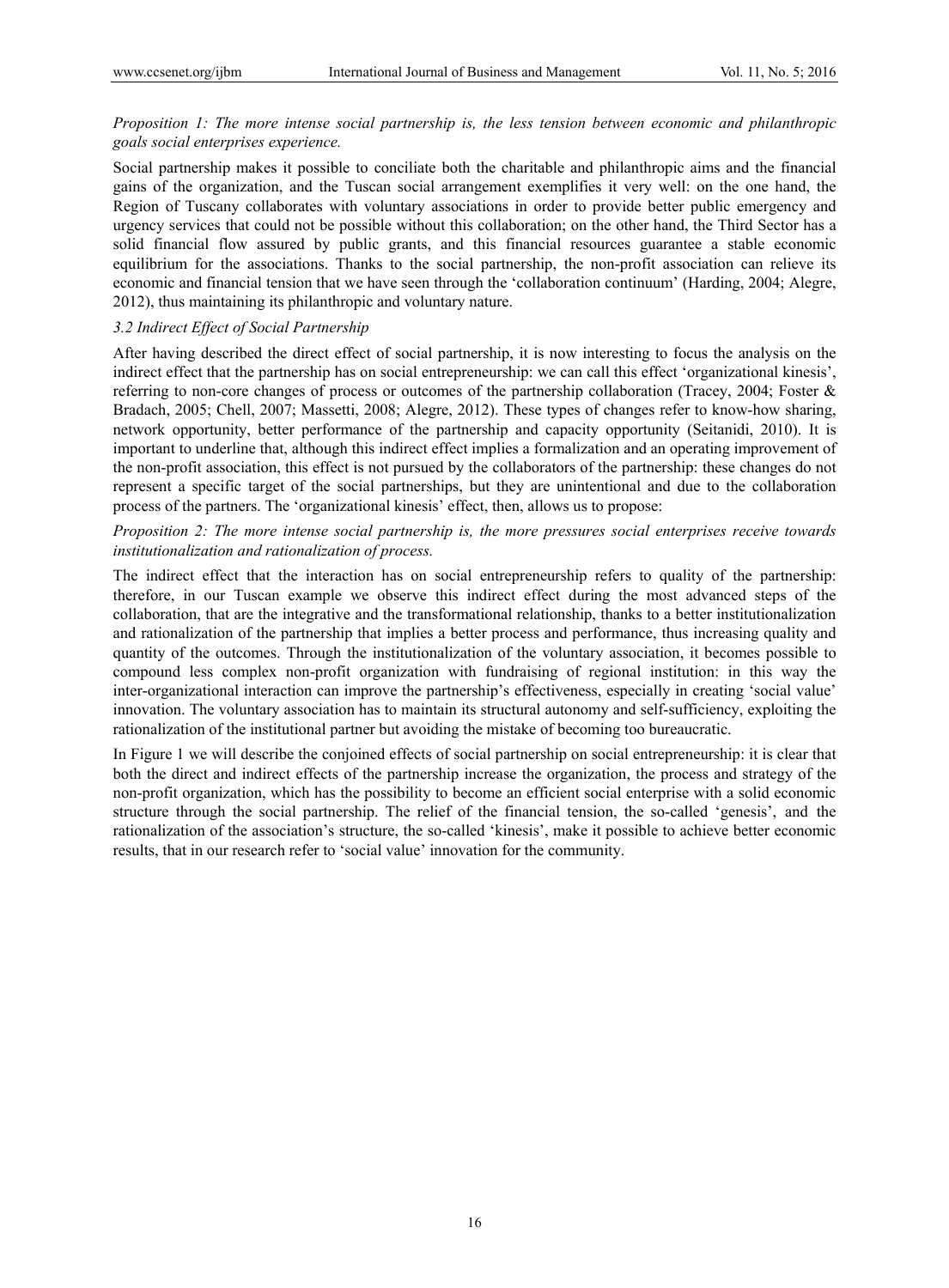*Proposition 1: The more intense social partnership is, the less tension between economic and philanthropic goals social enterprises experience.*

Social partnership makes it possible to conciliate both the charitable and philanthropic aims and the financial gains of the organization, and the Tuscan social arrangement exemplifies it very well: on the one hand, the Region of Tuscany collaborates with voluntary associations in order to provide better public emergency and urgency services that could not be possible without this collaboration; on the other hand, the Third Sector has a solid financial flow assured by public grants, and this financial resources guarantee a stable economic equilibrium for the associations. Thanks to the social partnership, the non-profit association can relieve its economic and financial tension that we have seen through the 'collaboration continuum' (Harding, 2004; Alegre, 2012), thus maintaining its philanthropic and voluntary nature.

### 3.2 Indirect Effect of Social Partnership

After having described the direct effect of social partnership, it is now interesting to focus the analysis on the indirect effect that the partnership has on social entrepreneurship: we can call this effect 'organizational kinesis', referring to non-core changes of process or outcomes of the partnership collaboration (Tracey, 2004; Foster & Bradach, 2005; Chell, 2007; Massetti, 2008; Alegre, 2012). These types of changes refer to know-how sharing, network opportunity, better performance of the partnership and capacity opportunity (Seitanidi, 2010). It is important to underline that, although this indirect effect implies a formalization and an operating improvement of the non-profit association, this effect is not pursued by the collaborators of the partnership: these changes do not represent a specific target of the social partnerships, but they are unintentional and due to the collaboration process of the partners. The 'organizational kinesis' effect, then, allows us to propose:

*Proposition 2: The more intense social partnership is, the more pressures social enterprises receive towards institutionalization and rationalization of process.*

The indirect effect that the interaction has on social entrepreneurship refers to quality of the partnership: therefore, in our Tuscan example we observe this indirect effect during the most advanced steps of the collaboration, that are the integrative and the transformational relationship, thanks to a better institutionalization and rationalization of the partnership that implies a better process and performance, thus increasing quality and quantity of the outcomes. Through the institutionalization of the voluntary association, it becomes possible to compound less complex non-profit organization with fundraising of regional institution: in this way the inter-organizational interaction can improve the partnership's effectiveness, especially in creating 'social value' innovation. The voluntary association has to maintain its structural autonomy and self-sufficiency, exploiting the rationalization of the institutional partner but avoiding the mistake of becoming too bureaucratic.

In Figure 1 we will describe the conjoined effects of social partnership on social entrepreneurship: it is clear that both the direct and indirect effects of the partnership increase the organization, the process and strategy of the non-profit organization, which has the possibility to become an efficient social enterprise with a solid economic structure through the social partnership. The relief of the financial tension, the so-called 'genesis', and the rationalization of the association's structure, the so-called 'kinesis', make it possible to achieve better economic results, that in our research refer to 'social value' innovation for the community.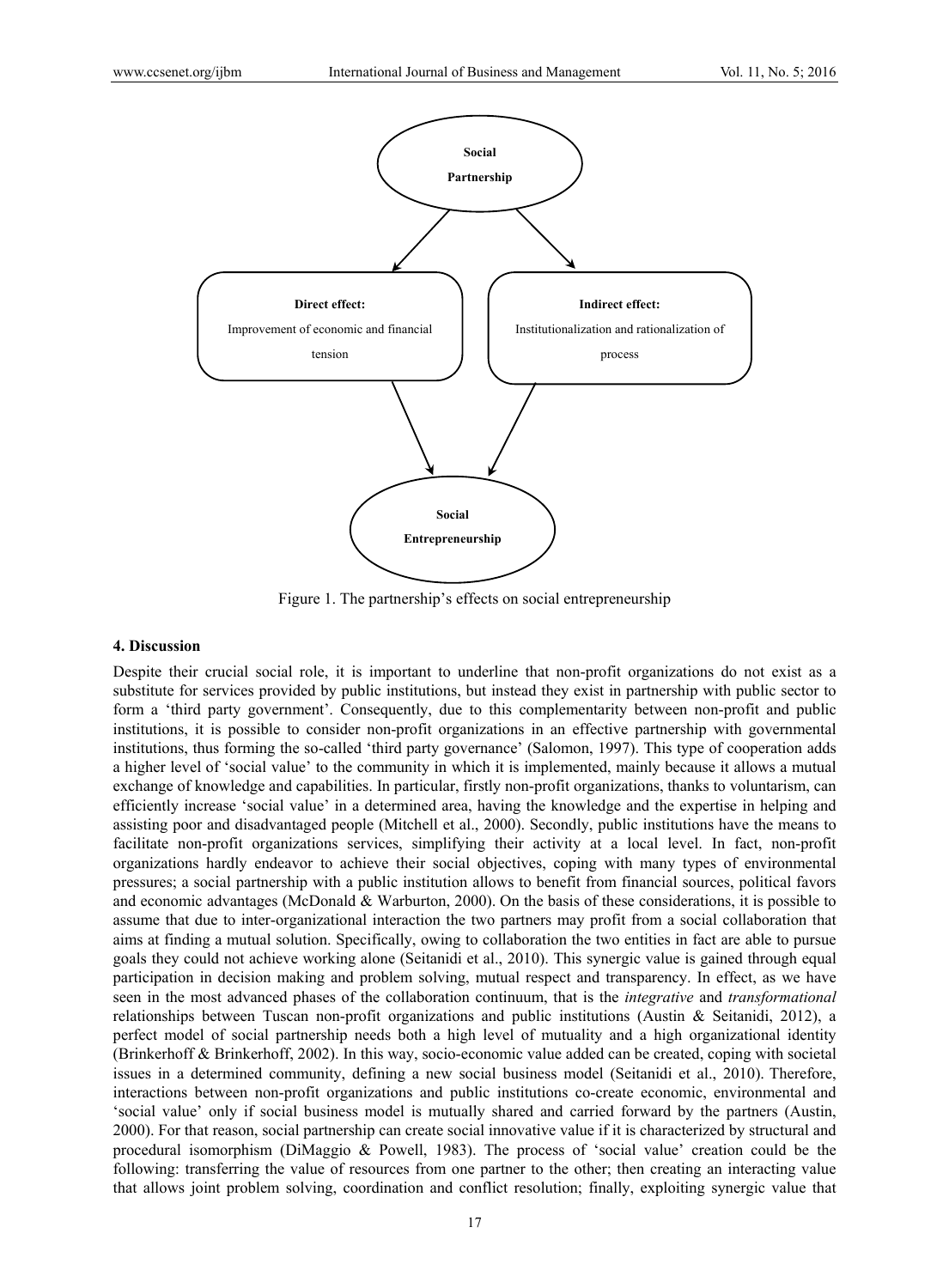Social Partnership

Direct effect: Improvement of economic and financial tension

Indirect effect: Institutionalization and rationalization of process

Social Entrepreneurship

Figure 1. The partnership's effects on social entrepreneurship

## 4. Discussion

Despite their crucial social role, it is important to underline that non-profit organizations do not exist as a substitute for services provided by public institutions, but instead they exist in partnership with public sector to form a 'third party government'. Consequently, due to this complementarity between non-profit and public institutions, it is possible to consider non-profit organizations in an effective partnership with governmental institutions, thus forming the so-called 'third party governance' (Salomon, 1997). This type of cooperation adds a higher level of 'social value' to the community in which it is implemented, mainly because it allows a mutual exchange of knowledge and capabilities. In particular, firstly non-profit organizations, thanks to voluntarism, can efficiently increase 'social value' in a determined area, having the knowledge and the expertise in helping and assisting poor and disadvantaged people (Mitchell et al., 2000). Secondly, public institutions have the means to facilitate non-profit organizations services, simplifying their activity at a local level. In fact, non-profit organizations hardly endeavor to achieve their social objectives, coping with many types of environmental pressures; a social partnership with a public institution allows to benefit from financial sources, political favors and economic advantages (McDonald & Warburton, 2000). On the basis of these considerations, it is possible to assume that due to inter-organizational interaction the two partners may profit from a social collaboration that aims at finding a mutual solution. Specifically, owing to collaboration the two entities in fact are able to pursue goals they could not achieve working alone (Seitanidi et al., 2010). This synergic value is gained through equal participation in decision making and problem solving, mutual respect and transparency. In effect, as we have seen in the most advanced phases of the collaboration continuum, that is the *integrative* and *transformational* relationships between Tuscan non-profit organizations and public institutions (Austin & Seitanidi, 2012), a perfect model of social partnership needs both a high level of mutuality and a high organizational identity (Brinkerhoff & Brinkerhoff, 2002). In this way, socio-economic value added can be created, coping with societal issues in a determined community, defining a new social business model (Seitanidi et al., 2010). Therefore, interactions between non-profit organizations and public institutions co-create economic, environmental and 'social value' only if social business model is mutually shared and carried forward by the partners (Austin, 2000). For that reason, social partnership can create social innovative value if it is characterized by structural and procedural isomorphism (DiMaggio & Powell, 1983). The process of 'social value' creation could be the following: transferring the value of resources from one partner to the other; then creating an interacting value that allows joint problem solving, coordination and conflict resolution; finally, exploiting synergic value that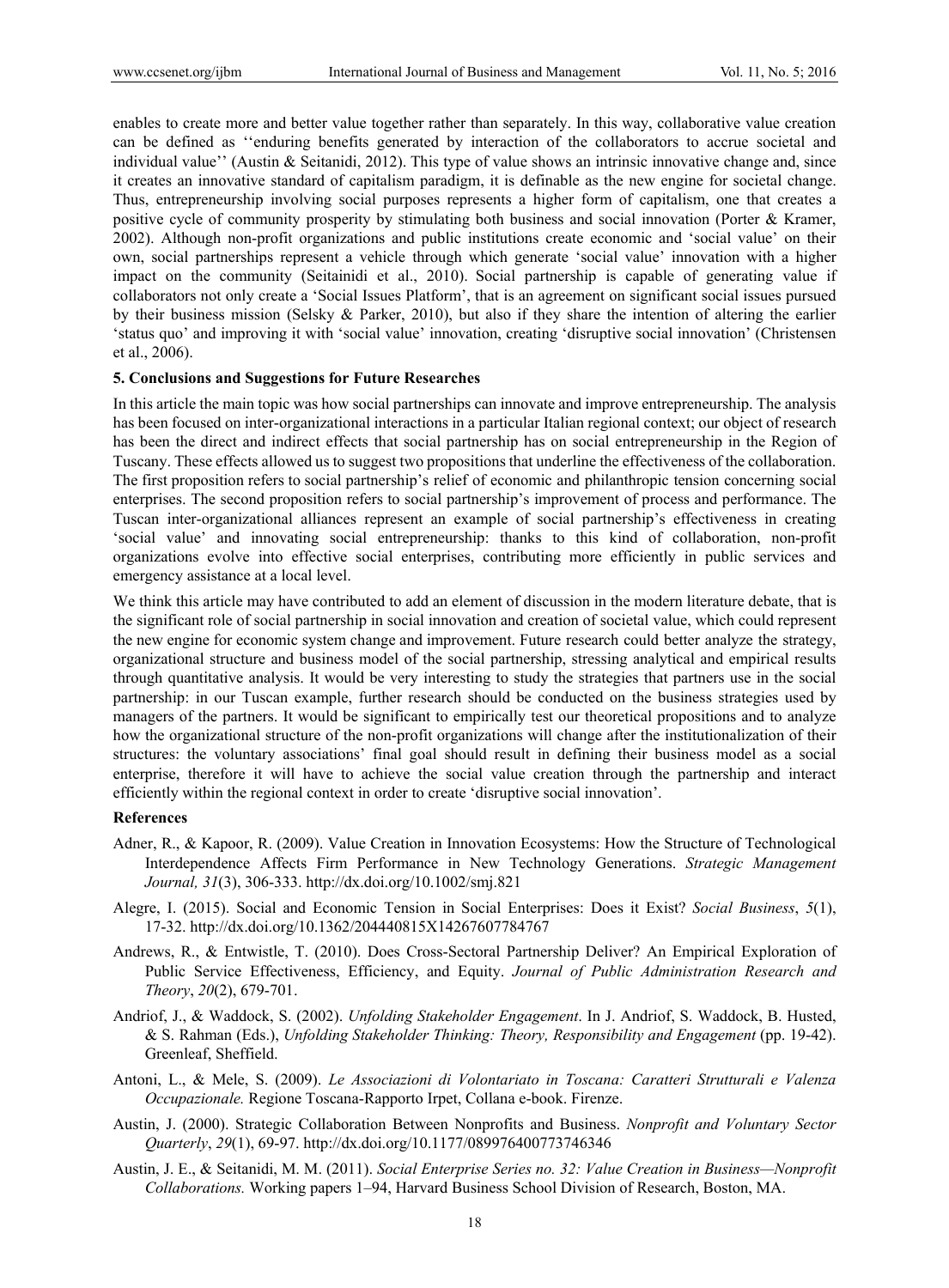enables to create more and better value together rather than separately. In this way, collaborative value creation can be defined as ''enduring benefits generated by interaction of the collaborators to accrue societal and individual value'' (Austin & Seitanidi, 2012). This type of value shows an intrinsic innovative change and, since it creates an innovative standard of capitalism paradigm, it is definable as the new engine for societal change. Thus, entrepreneurship involving social purposes represents a higher form of capitalism, one that creates a positive cycle of community prosperity by stimulating both business and social innovation (Porter & Kramer, 2002). Although non-profit organizations and public institutions create economic and 'social value' on their own, social partnerships represent a vehicle through which generate 'social value' innovation with a higher impact on the community (Seitainidi et al., 2010). Social partnership is capable of generating value if collaborators not only create a 'Social Issues Platform', that is an agreement on significant social issues pursued by their business mission (Selsky & Parker, 2010), but also if they share the intention of altering the earlier 'status quo' and improving it with 'social value' innovation, creating 'disruptive social innovation' (Christensen et al., 2006).

## 5. Conclusions and Suggestions for Future Researches

In this article the main topic was how social partnerships can innovate and improve entrepreneurship. The analysis has been focused on inter-organizational interactions in a particular Italian regional context; our object of research has been the direct and indirect effects that social partnership has on social entrepreneurship in the Region of Tuscany. These effects allowed us to suggest two propositions that underline the effectiveness of the collaboration. The first proposition refers to social partnership's relief of economic and philanthropic tension concerning social enterprises. The second proposition refers to social partnership's improvement of process and performance. The Tuscan inter-organizational alliances represent an example of social partnership's effectiveness in creating 'social value' and innovating social entrepreneurship: thanks to this kind of collaboration, non-profit organizations evolve into effective social enterprises, contributing more efficiently in public services and emergency assistance at a local level.

We think this article may have contributed to add an element of discussion in the modern literature debate, that is the significant role of social partnership in social innovation and creation of societal value, which could represent the new engine for economic system change and improvement. Future research could better analyze the strategy, organizational structure and business model of the social partnership, stressing analytical and empirical results through quantitative analysis. It would be very interesting to study the strategies that partners use in the social partnership: in our Tuscan example, further research should be conducted on the business strategies used by managers of the partners. It would be significant to empirically test our theoretical propositions and to analyze how the organizational structure of the non-profit organizations will change after the institutionalization of their structures: the voluntary associations' final goal should result in defining their business model as a social enterprise, therefore it will have to achieve the social value creation through the partnership and interact efficiently within the regional context in order to create 'disruptive social innovation'.

## References

Adner, R., & Kapoor, R. (2009). Value Creation in Innovation Ecosystems: How the Structure of Technological Interdependence Affects Firm Performance in New Technology Generations. *Strategic Management Journal, 31*(3), 306-333. http://dx.doi.org/10.1002/smj.821

Alegre, I. (2015). Social and Economic Tension in Social Enterprises: Does it Exist? *Social Business*, *5*(1), 17-32. http://dx.doi.org/10.1362/204440815X14267607784767

Andrews, R., & Entwistle, T. (2010). Does Cross-Sectoral Partnership Deliver? An Empirical Exploration of Public Service Effectiveness, Efficiency, and Equity. *Journal of Public Administration Research and Theory*, *20*(2), 679-701.

Andriof, J., & Waddock, S. (2002). *Unfolding Stakeholder Engagement*. In J. Andriof, S. Waddock, B. Husted, & S. Rahman (Eds.), *Unfolding Stakeholder Thinking: Theory, Responsibility and Engagement* (pp. 19-42). Greenleaf, Sheffield.

Antoni, L., & Mele, S. (2009). *Le Associazioni di Volontariato in Toscana: Caratteri Strutturali e Valenza Occupazionale.* Regione Toscana-Rapporto Irpet, Collana e-book. Firenze.

Austin, J. (2000). Strategic Collaboration Between Nonprofits and Business. *Nonprofit and Voluntary Sector Quarterly*, *29*(1), 69-97. http://dx.doi.org/10.1177/089976400773746346

Austin, J. E., & Seitanidi, M. M. (2011). *Social Enterprise Series no. 32: Value Creation in Business—Nonprofit Collaborations.* Working papers 1–94, Harvard Business School Division of Research, Boston, MA.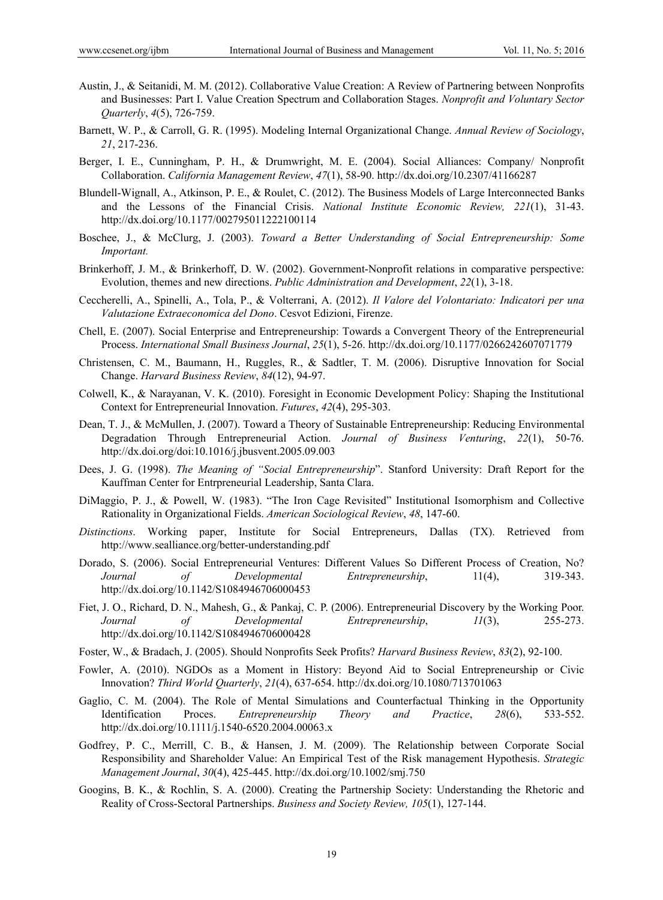Austin, J., & Seitanidi, M. M. (2012). Collaborative Value Creation: A Review of Partnering between Nonprofits and Businesses: Part I. Value Creation Spectrum and Collaboration Stages. *Nonprofit and Voluntary Sector Quarterly*, *4*(5), 726-759.

Barnett, W. P., & Carroll, G. R. (1995). Modeling Internal Organizational Change. *Annual Review of Sociology*, *21*, 217-236.

Berger, I. E., Cunningham, P. H., & Drumwright, M. E. (2004). Social Alliances: Company/ Nonprofit Collaboration. *California Management Review*, *47*(1), 58-90. http://dx.doi.org/10.2307/41166287

Blundell-Wignall, A., Atkinson, P. E., & Roulet, C. (2012). The Business Models of Large Interconnected Banks and the Lessons of the Financial Crisis. *National Institute Economic Review, 221*(1), 31-43. http://dx.doi.org/10.1177/002795011222100114

Boschee, J., & McClurg, J. (2003). *Toward a Better Understanding of Social Entrepreneurship: Some Important.*

Brinkerhoff, J. M., & Brinkerhoff, D. W. (2002). Government-Nonprofit relations in comparative perspective: Evolution, themes and new directions. *Public Administration and Development*, *22*(1), 3-18.

Ceccherelli, A., Spinelli, A., Tola, P., & Volterrani, A. (2012). *Il Valore del Volontariato: Indicatori per una Valutazione Extraeconomica del Dono*. Cesvot Edizioni, Firenze.

Chell, E. (2007). Social Enterprise and Entrepreneurship: Towards a Convergent Theory of the Entrepreneurial Process. *International Small Business Journal*, *25*(1), 5-26. http://dx.doi.org/10.1177/0266242607071779

Christensen, C. M., Baumann, H., Ruggles, R., & Sadtler, T. M. (2006). Disruptive Innovation for Social Change. *Harvard Business Review*, *84*(12), 94-97.

Colwell, K., & Narayanan, V. K. (2010). Foresight in Economic Development Policy: Shaping the Institutional Context for Entrepreneurial Innovation. *Futures*, *42*(4), 295-303.

Dean, T. J., & McMullen, J. (2007). Toward a Theory of Sustainable Entrepreneurship: Reducing Environmental Degradation Through Entrepreneurial Action. *Journal of Business Venturing*, *22*(1), 50-76. http://dx.doi.org/doi:10.1016/j.jbusvent.2005.09.003

Dees, J. G. (1998). *The Meaning of "Social Entrepreneurship*". Stanford University: Draft Report for the Kauffman Center for Entrpreneurial Leadership, Santa Clara.

DiMaggio, P. J., & Powell, W. (1983). "The Iron Cage Revisited" Institutional Isomorphism and Collective Rationality in Organizational Fields. *American Sociological Review*, *48*, 147-60.

*Distinctions*. Working paper, Institute for Social Entrepreneurs, Dallas (TX). Retrieved from http://www.sealliance.org/better-understanding.pdf

Dorado, S. (2006). Social Entrepreneurial Ventures: Different Values So Different Process of Creation, No? *Journal of Developmental Entrepreneurship*, 11(4), 319-343. http://dx.doi.org/10.1142/S1084946706000453

Fiet, J. O., Richard, D. N., Mahesh, G., & Pankaj, C. P. (2006). Entrepreneurial Discovery by the Working Poor. *Journal of Developmental Entrepreneurship*, *11*(3), 255-273. http://dx.doi.org/10.1142/S1084946706000428

Foster, W., & Bradach, J. (2005). Should Nonprofits Seek Profits? *Harvard Business Review*, *83*(2), 92-100.

Fowler, A. (2010). NGDOs as a Moment in History: Beyond Aid to Social Entrepreneurship or Civic Innovation? *Third World Quarterly*, *21*(4), 637-654. http://dx.doi.org/10.1080/713701063

Gaglio, C. M. (2004). The Role of Mental Simulations and Counterfactual Thinking in the Opportunity Identification Proces. *Entrepreneurship Theory and Practice*, *28*(6), 533-552. http://dx.doi.org/10.1111/j.1540-6520.2004.00063.x

Godfrey, P. C., Merrill, C. B., & Hansen, J. M. (2009). The Relationship between Corporate Social Responsibility and Shareholder Value: An Empirical Test of the Risk management Hypothesis. *Strategic Management Journal*, *30*(4), 425-445. http://dx.doi.org/10.1002/smj.750

Googins, B. K., & Rochlin, S. A. (2000). Creating the Partnership Society: Understanding the Rhetoric and Reality of Cross-Sectoral Partnerships. *Business and Society Review, 105*(1), 127-144.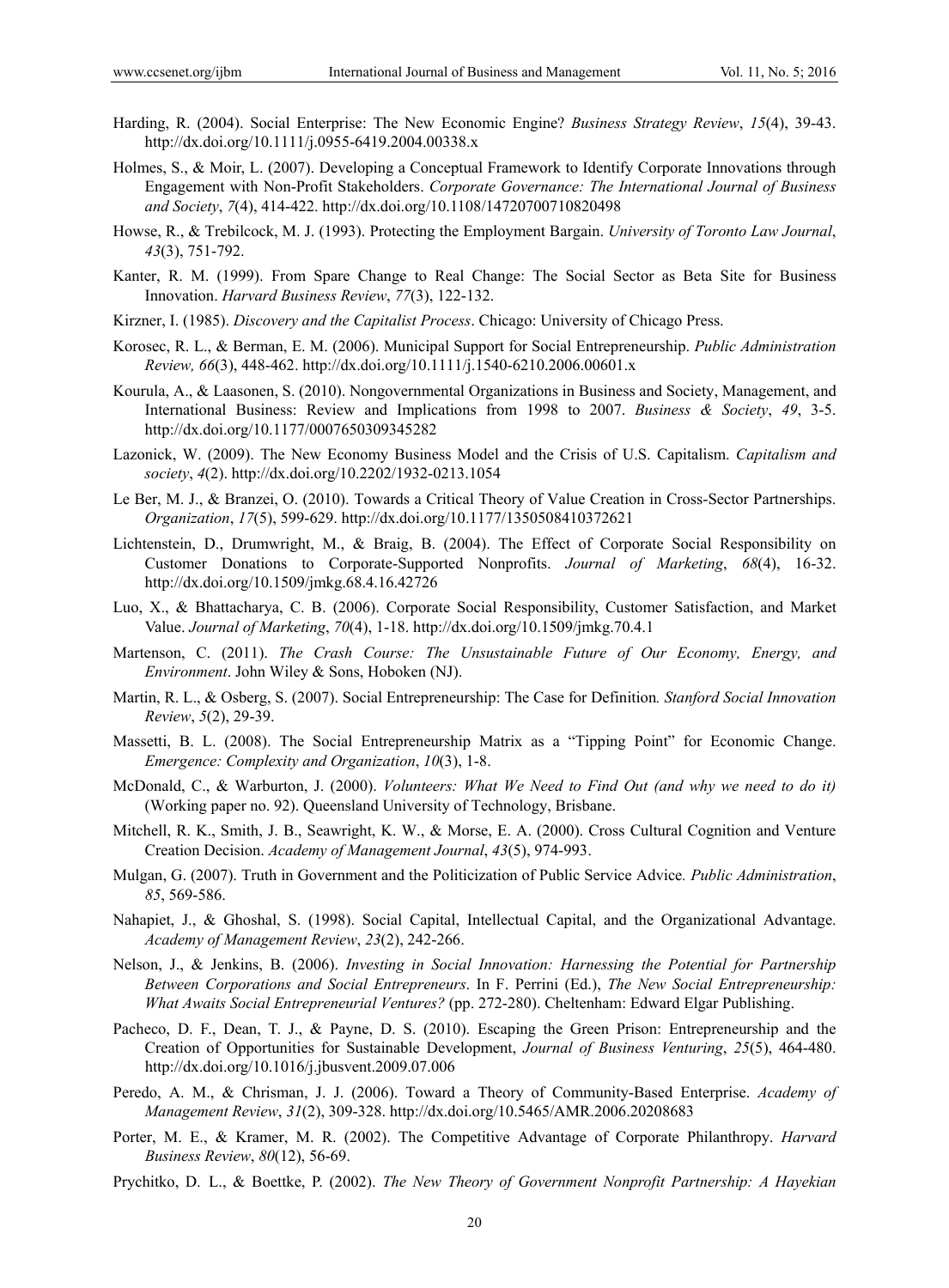Harding, R. (2004). Social Enterprise: The New Economic Engine? *Business Strategy Review*, *15*(4), 39-43. http://dx.doi.org/10.1111/j.0955-6419.2004.00338.x

Holmes, S., & Moir, L. (2007). Developing a Conceptual Framework to Identify Corporate Innovations through Engagement with Non-Profit Stakeholders. *Corporate Governance: The International Journal of Business and Society*, *7*(4), 414-422. http://dx.doi.org/10.1108/14720700710820498

Howse, R., & Trebilcock, M. J. (1993). Protecting the Employment Bargain. *University of Toronto Law Journal*, *43*(3), 751-792.

Kanter, R. M. (1999). From Spare Change to Real Change: The Social Sector as Beta Site for Business Innovation. *Harvard Business Review*, *77*(3), 122-132.

Kirzner, I. (1985). *Discovery and the Capitalist Process*. Chicago: University of Chicago Press.

Korosec, R. L., & Berman, E. M. (2006). Municipal Support for Social Entrepreneurship. *Public Administration Review, 66*(3), 448-462. http://dx.doi.org/10.1111/j.1540-6210.2006.00601.x

Kourula, A., & Laasonen, S. (2010). Nongovernmental Organizations in Business and Society, Management, and International Business: Review and Implications from 1998 to 2007. *Business & Society*, *49*, 3-5. http://dx.doi.org/10.1177/0007650309345282

Lazonick, W. (2009). The New Economy Business Model and the Crisis of U.S. Capitalism. *Capitalism and society*, *4*(2). http://dx.doi.org/10.2202/1932-0213.1054

Le Ber, M. J., & Branzei, O. (2010). Towards a Critical Theory of Value Creation in Cross-Sector Partnerships. *Organization*, *17*(5), 599-629. http://dx.doi.org/10.1177/1350508410372621

Lichtenstein, D., Drumwright, M., & Braig, B. (2004). The Effect of Corporate Social Responsibility on Customer Donations to Corporate-Supported Nonprofits. *Journal of Marketing*, *68*(4), 16-32. http://dx.doi.org/10.1509/jmkg.68.4.16.42726

Luo, X., & Bhattacharya, C. B. (2006). Corporate Social Responsibility, Customer Satisfaction, and Market Value. *Journal of Marketing*, *70*(4), 1-18. http://dx.doi.org/10.1509/jmkg.70.4.1

Martenson, C. (2011). *The Crash Course: The Unsustainable Future of Our Economy, Energy, and Environment*. John Wiley & Sons, Hoboken (NJ).

Martin, R. L., & Osberg, S. (2007). Social Entrepreneurship: The Case for Definition*. Stanford Social Innovation Review*, *5*(2), 29-39.

Massetti, B. L. (2008). The Social Entrepreneurship Matrix as a "Tipping Point" for Economic Change. *Emergence: Complexity and Organization*, *10*(3), 1-8.

McDonald, C., & Warburton, J. (2000). *Volunteers: What We Need to Find Out (and why we need to do it)* (Working paper no. 92). Queensland University of Technology, Brisbane.

Mitchell, R. K., Smith, J. B., Seawright, K. W., & Morse, E. A. (2000). Cross Cultural Cognition and Venture Creation Decision. *Academy of Management Journal*, *43*(5), 974-993.

Mulgan, G. (2007). Truth in Government and the Politicization of Public Service Advice*. Public Administration*, *85*, 569-586.

Nahapiet, J., & Ghoshal, S. (1998). Social Capital, Intellectual Capital, and the Organizational Advantage. *Academy of Management Review*, *23*(2), 242-266.

Nelson, J., & Jenkins, B. (2006). *Investing in Social Innovation: Harnessing the Potential for Partnership Between Corporations and Social Entrepreneurs*. In F. Perrini (Ed.), *The New Social Entrepreneurship: What Awaits Social Entrepreneurial Ventures?* (pp. 272-280). Cheltenham: Edward Elgar Publishing.

Pacheco, D. F., Dean, T. J., & Payne, D. S. (2010). Escaping the Green Prison: Entrepreneurship and the Creation of Opportunities for Sustainable Development, *Journal of Business Venturing*, *25*(5), 464-480. http://dx.doi.org/10.1016/j.jbusvent.2009.07.006

Peredo, A. M., & Chrisman, J. J. (2006). Toward a Theory of Community-Based Enterprise. *Academy of Management Review*, *31*(2), 309-328. http://dx.doi.org/10.5465/AMR.2006.20208683

Porter, M. E., & Kramer, M. R. (2002). The Competitive Advantage of Corporate Philanthropy. *Harvard Business Review*, *80*(12), 56-69.

Prychitko, D. L., & Boettke, P. (2002). *The New Theory of Government Nonprofit Partnership: A Hayekian*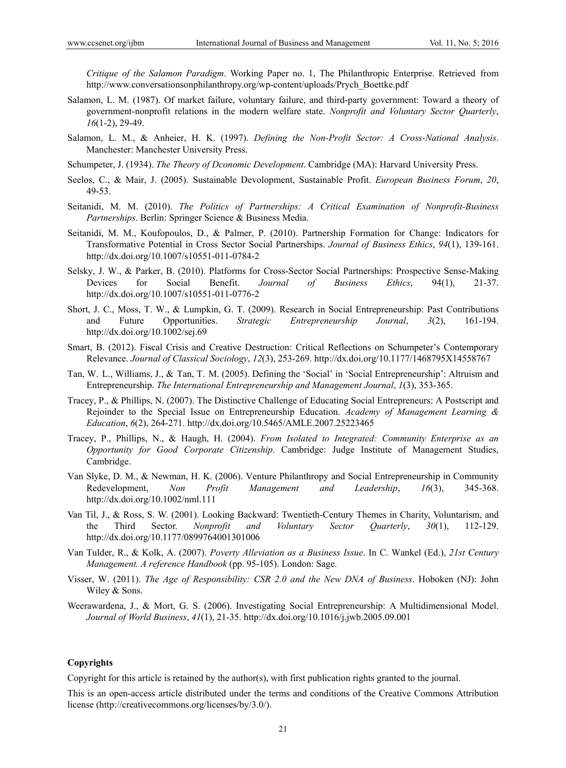*Critique of the Salamon Paradigm*. Working Paper no. 1, The Philanthropic Enterprise. Retrieved from http://www.conversationsonphilanthropy.org/wp-content/uploads/Prych_Boettke.pdf

Salamon, L. M. (1987). Of market failure, voluntary failure, and third-party government: Toward a theory of government-nonprofit relations in the modern welfare state. *Nonprofit and Voluntary Sector Quarterly*, *16*(1-2), 29-49.

Salamon, L. M., & Anheier, H. K. (1997). *Defining the Non-Profit Sector: A Cross-National Analysis*. Manchester: Manchester University Press.

Schumpeter, J. (1934). *The Theory of Dconomic Development*. Cambridge (MA): Harvard University Press.

Seelos, C., & Mair, J. (2005). Sustainable Devolopment, Sustainable Profit. *European Business Forum*, *20*, 49-53.

Seitanidi, M. M. (2010). *The Politics of Partnerships: A Critical Examination of Nonprofit-Business Partnerships*. Berlin: Springer Science & Business Media.

Seitanidi, M. M., Koufopoulos, D., & Palmer, P. (2010). Partnership Formation for Change: Indicators for Transformative Potential in Cross Sector Social Partnerships. *Journal of Business Ethics*, *94*(1), 139-161. http://dx.doi.org/10.1007/s10551-011-0784-2

Selsky, J. W., & Parker, B. (2010). Platforms for Cross-Sector Social Partnerships: Prospective Sense-Making Devices for Social Benefit. *Journal of Business Ethics*, 94(1), 21-37. http://dx.doi.org/10.1007/s10551-011-0776-2

Short, J. C., Moss, T. W., & Lumpkin, G. T. (2009). Research in Social Entrepreneurship: Past Contributions and Future Opportunities. *Strategic Entrepreneurship Journal*, *3*(2), 161-194. http://dx.doi.org/10.1002/sej.69

Smart, B. (2012). Fiscal Crisis and Creative Destruction: Critical Reflections on Schumpeter's Contemporary Relevance. *Journal of Classical Sociology*, *12*(3), 253-269. http://dx.doi.org/10.1177/1468795X14558767

Tan, W. L., Williams, J., & Tan, T. M. (2005). Defining the 'Social' in 'Social Entrepreneurship': Altruism and Entrepreneurship. *The International Entrepreneurship and Management Journal*, *1*(3), 353-365.

Tracey, P., & Phillips, N. (2007). The Distinctive Challenge of Educating Social Entrepreneurs: A Postscript and Rejoinder to the Special Issue on Entrepreneurship Education. *Academy of Management Learning & Education*, *6*(2), 264-271. http://dx.doi.org/10.5465/AMLE.2007.25223465

Tracey, P., Phillips, N., & Haugh, H. (2004). *From Isolated to Integrated: Community Enterprise as an Opportunity for Good Corporate Citizenship.* Cambridge: Judge Institute of Management Studies, Cambridge.

Van Slyke, D. M., & Newman, H. K. (2006). Venture Philanthropy and Social Entrepreneurship in Community Redevelopment, *Non Profit Management and Leadership*, *16*(3), 345-368. http://dx.doi.org/10.1002/nml.111

Van Til, J., & Ross, S. W. (2001). Looking Backward: Twentieth-Century Themes in Charity, Voluntarism, and the Third Sector. *Nonprofit and Voluntary Sector Quarterly*, *30*(1), 112-129. http://dx.doi.org/10.1177/0899764001301006

Van Tulder, R., & Kolk, A. (2007). *Poverty Alleviation as a Business Issue*. In C. Wankel (Ed.), *21st Century Management. A reference Handbook* (pp. 95-105). London: Sage.

Visser, W. (2011). *The Age of Responsibility: CSR 2.0 and the New DNA of Business*. Hoboken (NJ): John Wiley & Sons.

Weerawardena, J., & Mort, G. S. (2006). Investigating Social Entrepreneurship: A Multidimensional Model. *Journal of World Business*, *41*(1), 21-35. http://dx.doi.org/10.1016/j.jwb.2005.09.001

**Copyrights**

Copyright for this article is retained by the author(s), with first publication rights granted to the journal.

This is an open-access article distributed under the terms and conditions of the Creative Commons Attribution license (http://creativecommons.org/licenses/by/3.0/).